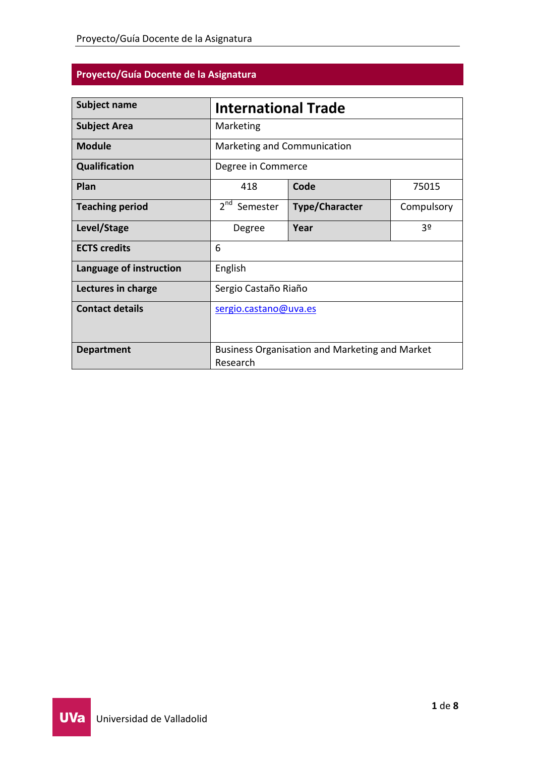## Proyecto/Guía Docente de la Asignatura

| | | | |
|---|---|---|---|
| **Subject name** | **International Trade** | | |
| **Subject Area** | Marketing | | |
| **Module** | Marketing and Communication | | |
| **Qualification** | Degree in Commerce | | |
| **Plan** | 418 | **Code** | 75015 |
| **Teaching period** | 2nd Semester | **Type/Character** | Compulsory |
| **Level/Stage** | Degree | **Year** | 3º |
| **ECTS credits** | 6 | | |
| **Language of instruction** | English | | |
| **Lectures in charge** | Sergio Castaño Riaño | | |
| **Contact details** | sergio.castano@uva.es | | |
| **Department** | Business Organisation and Marketing and Market Research | | |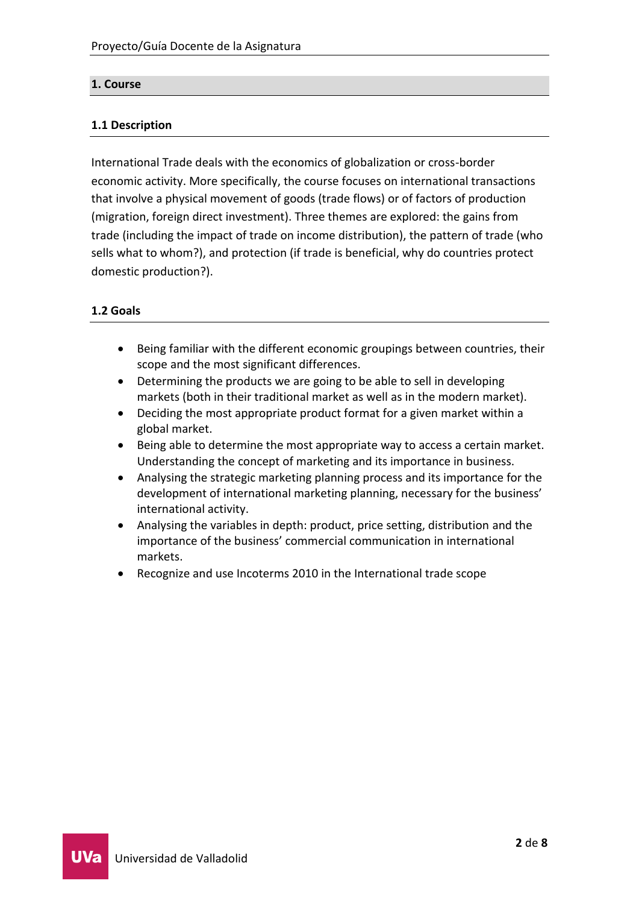## 1. Course

### 1.1 Description

International Trade deals with the economics of globalization or cross-border economic activity. More specifically, the course focuses on international transactions that involve a physical movement of goods (trade flows) or of factors of production (migration, foreign direct investment). Three themes are explored: the gains from trade (including the impact of trade on income distribution), the pattern of trade (who sells what to whom?), and protection (if trade is beneficial, why do countries protect domestic production?).

### 1.2 Goals

- Being familiar with the different economic groupings between countries, their scope and the most significant differences.
- Determining the products we are going to be able to sell in developing markets (both in their traditional market as well as in the modern market).
- Deciding the most appropriate product format for a given market within a global market.
- Being able to determine the most appropriate way to access a certain market. Understanding the concept of marketing and its importance in business.
- Analysing the strategic marketing planning process and its importance for the development of international marketing planning, necessary for the business' international activity.
- Analysing the variables in depth: product, price setting, distribution and the importance of the business' commercial communication in international markets.
- Recognize and use Incoterms 2010 in the International trade scope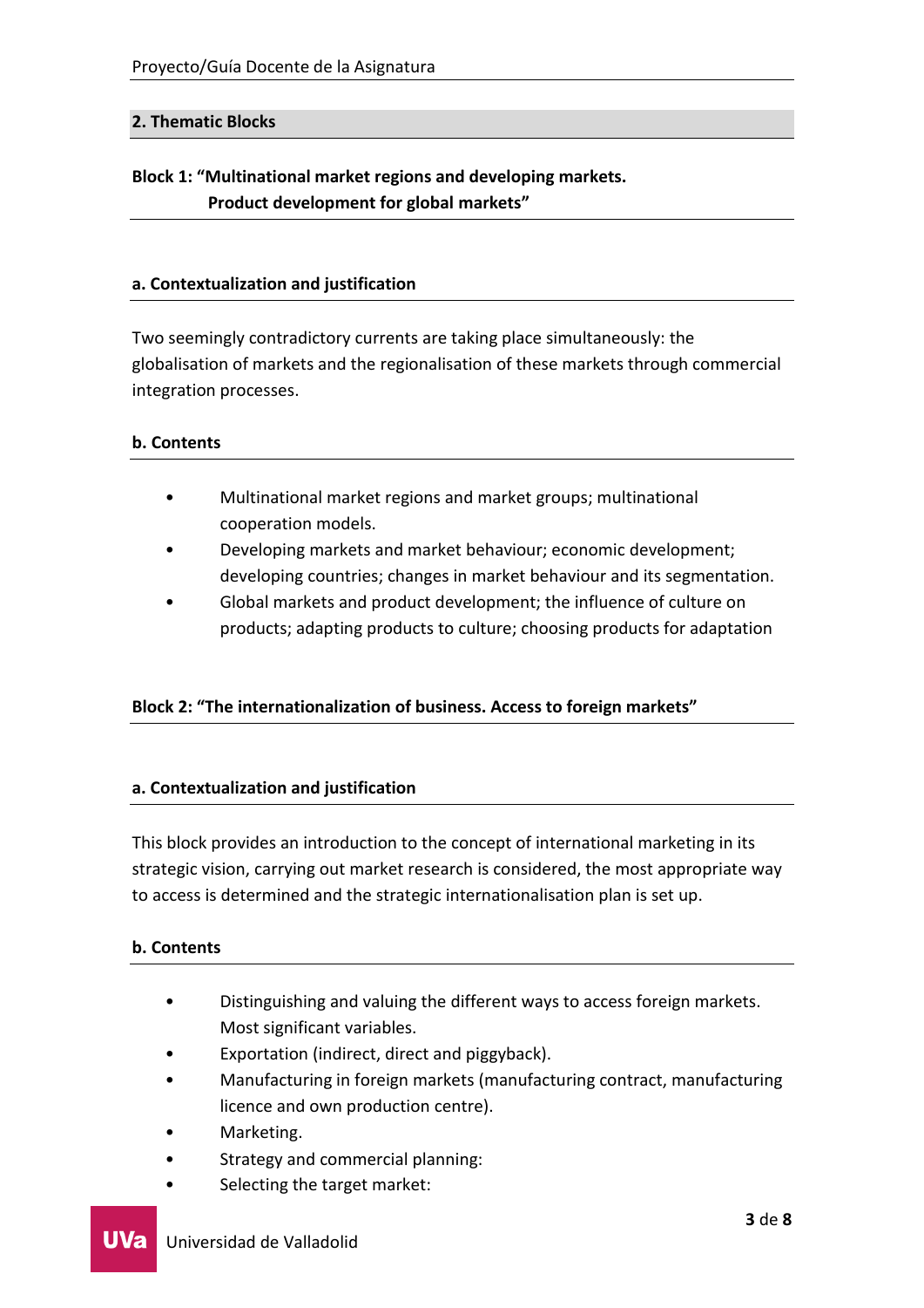## 2. Thematic Blocks

### Block 1: "Multinational market regions and developing markets. Product development for global markets"

#### a. Contextualization and justification

Two seemingly contradictory currents are taking place simultaneously: the globalisation of markets and the regionalisation of these markets through commercial integration processes.

#### b. Contents

- Multinational market regions and market groups; multinational cooperation models.
- Developing markets and market behaviour; economic development; developing countries; changes in market behaviour and its segmentation.
- Global markets and product development; the influence of culture on products; adapting products to culture; choosing products for adaptation

### Block 2: "The internationalization of business. Access to foreign markets"

#### a. Contextualization and justification

This block provides an introduction to the concept of international marketing in its strategic vision, carrying out market research is considered, the most appropriate way to access is determined and the strategic internationalisation plan is set up.

#### b. Contents

- Distinguishing and valuing the different ways to access foreign markets. Most significant variables.
- Exportation (indirect, direct and piggyback).
- Manufacturing in foreign markets (manufacturing contract, manufacturing licence and own production centre).
- Marketing.
- Strategy and commercial planning:
- Selecting the target market: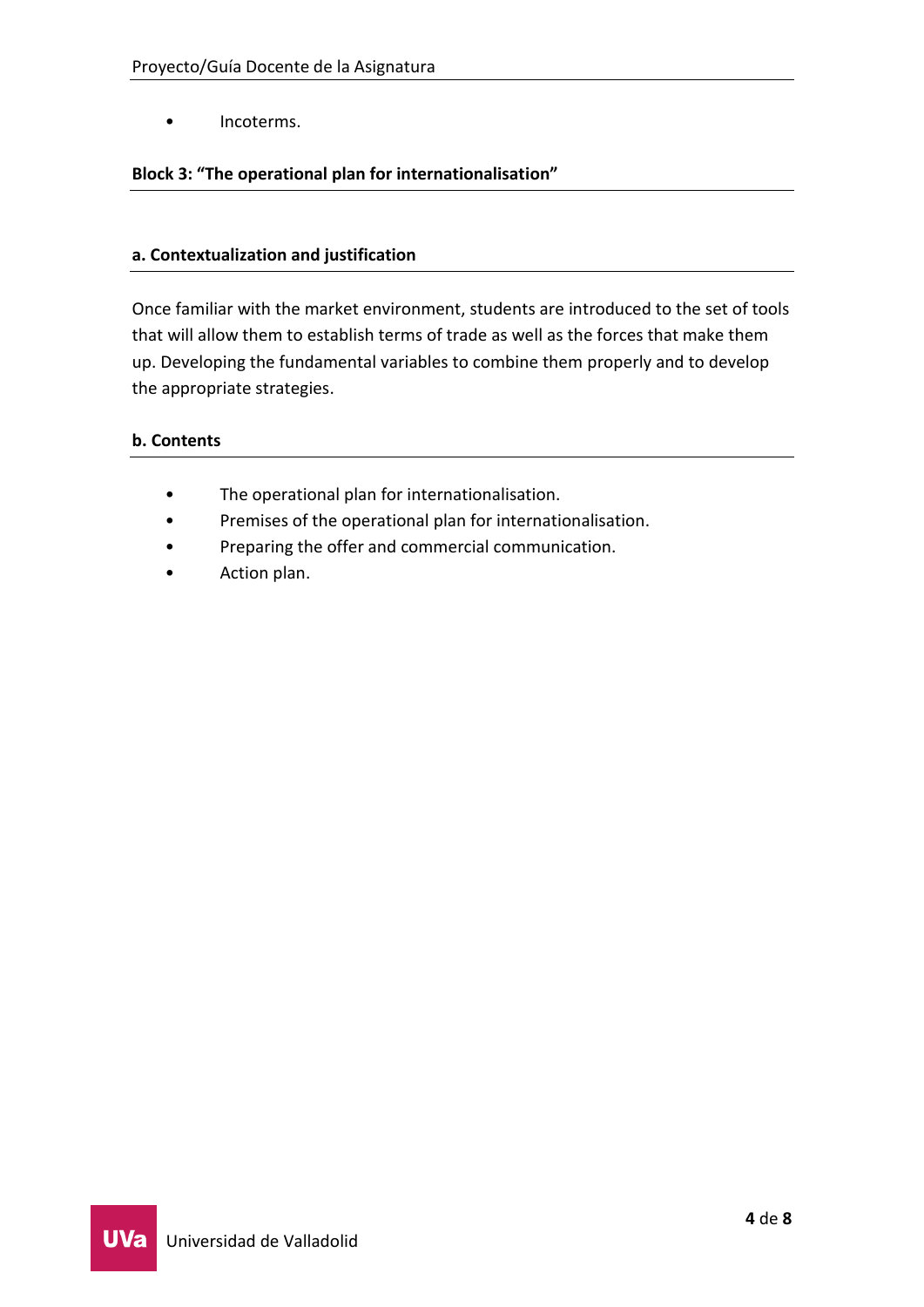- Incoterms.

### Block 3: "The operational plan for internationalisation"

#### a. Contextualization and justification

Once familiar with the market environment, students are introduced to the set of tools that will allow them to establish terms of trade as well as the forces that make them up. Developing the fundamental variables to combine them properly and to develop the appropriate strategies.

#### b. Contents

- The operational plan for internationalisation.
- Premises of the operational plan for internationalisation.
- Preparing the offer and commercial communication.
- Action plan.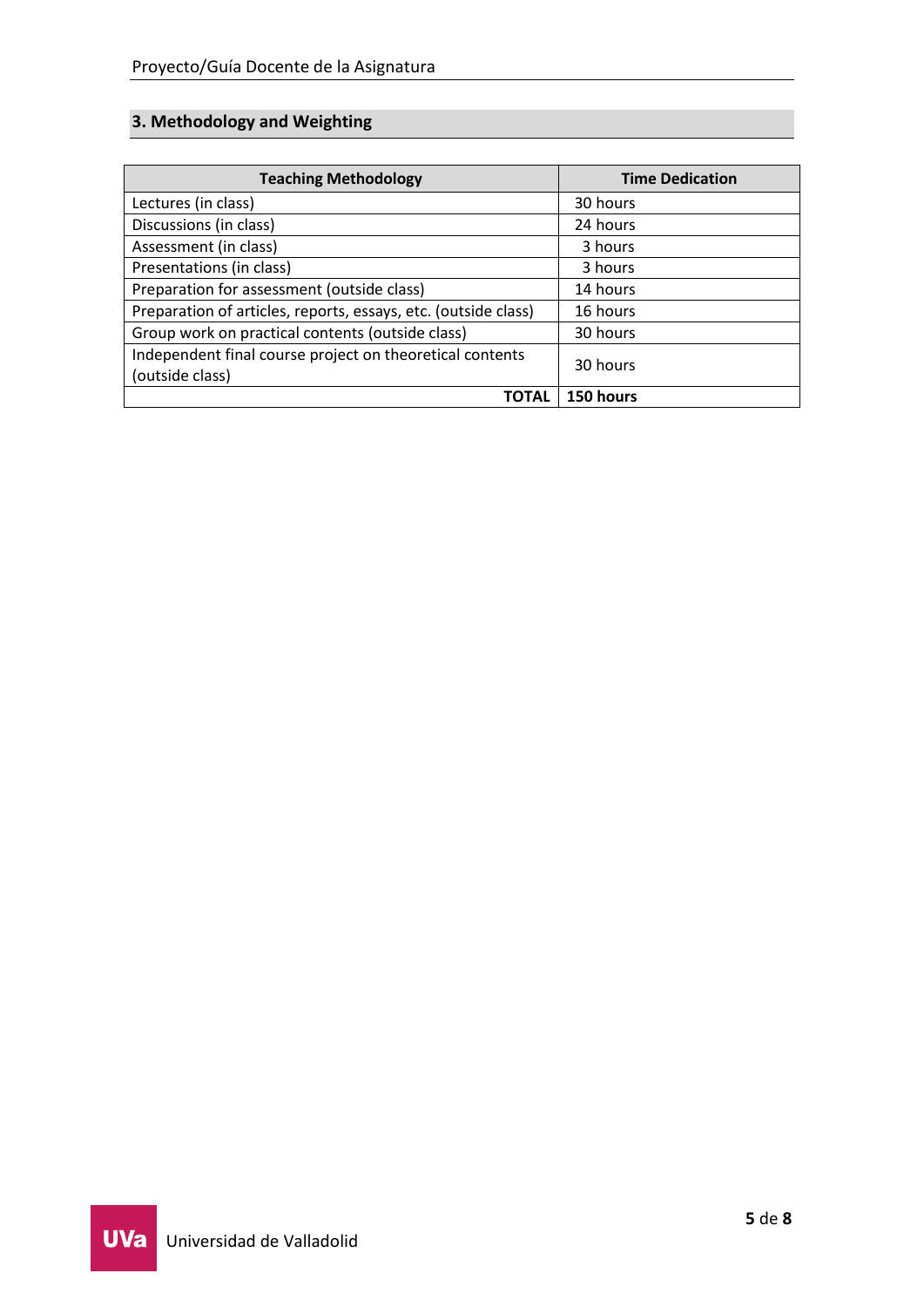## 3. Methodology and Weighting

| Teaching Methodology | Time Dedication |
|---|---|
| Lectures (in class) | 30 hours |
| Discussions (in class) | 24 hours |
| Assessment (in class) | 3 hours |
| Presentations (in class) | 3 hours |
| Preparation for assessment (outside class) | 14 hours |
| Preparation of articles, reports, essays, etc. (outside class) | 16 hours |
| Group work on practical contents (outside class) | 30 hours |
| Independent final course project on theoretical contents (outside class) | 30 hours |
| **TOTAL** | **150 hours** |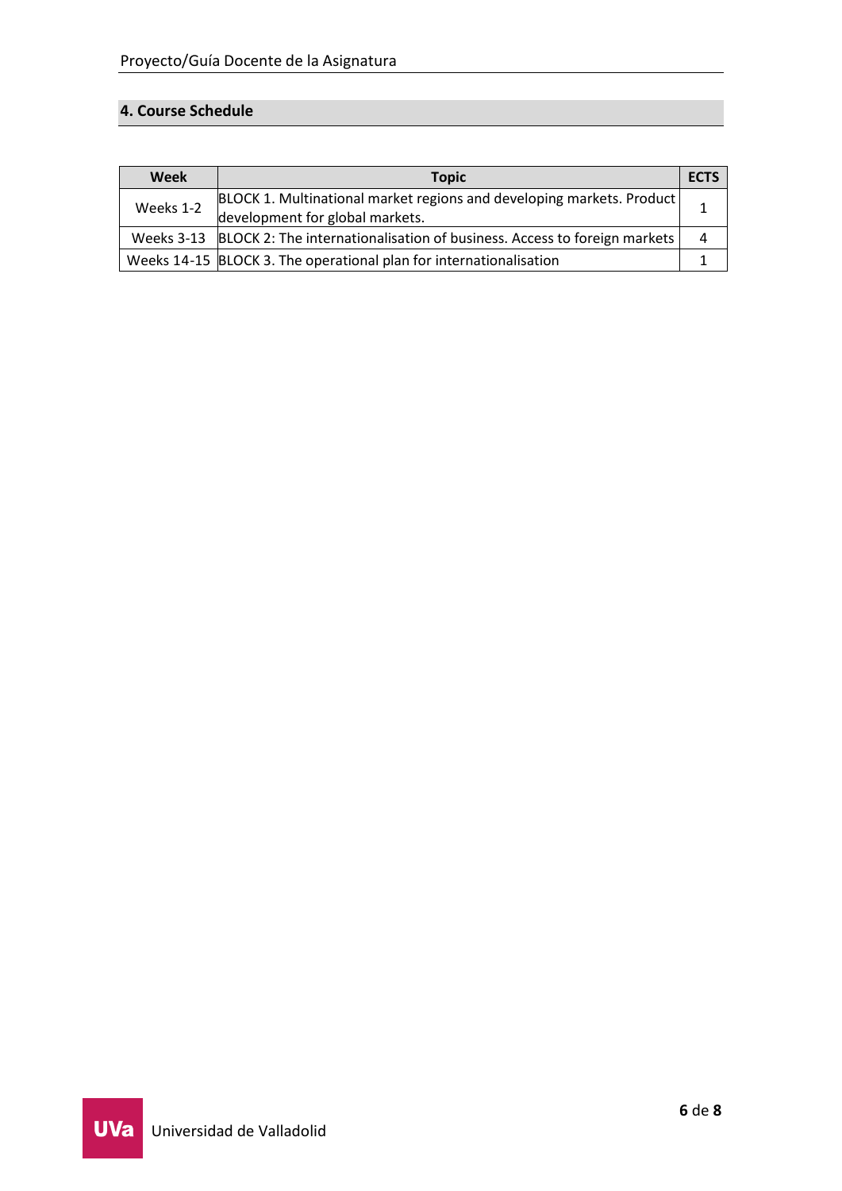## 4. Course Schedule

| Week | Topic | ECTS |
|---|---|---|
| Weeks 1-2 | BLOCK 1. Multinational market regions and developing markets. Product development for global markets. | 1 |
| Weeks 3-13 | BLOCK 2: The internationalisation of business. Access to foreign markets | 4 |
| Weeks 14-15 | BLOCK 3. The operational plan for internationalisation | 1 |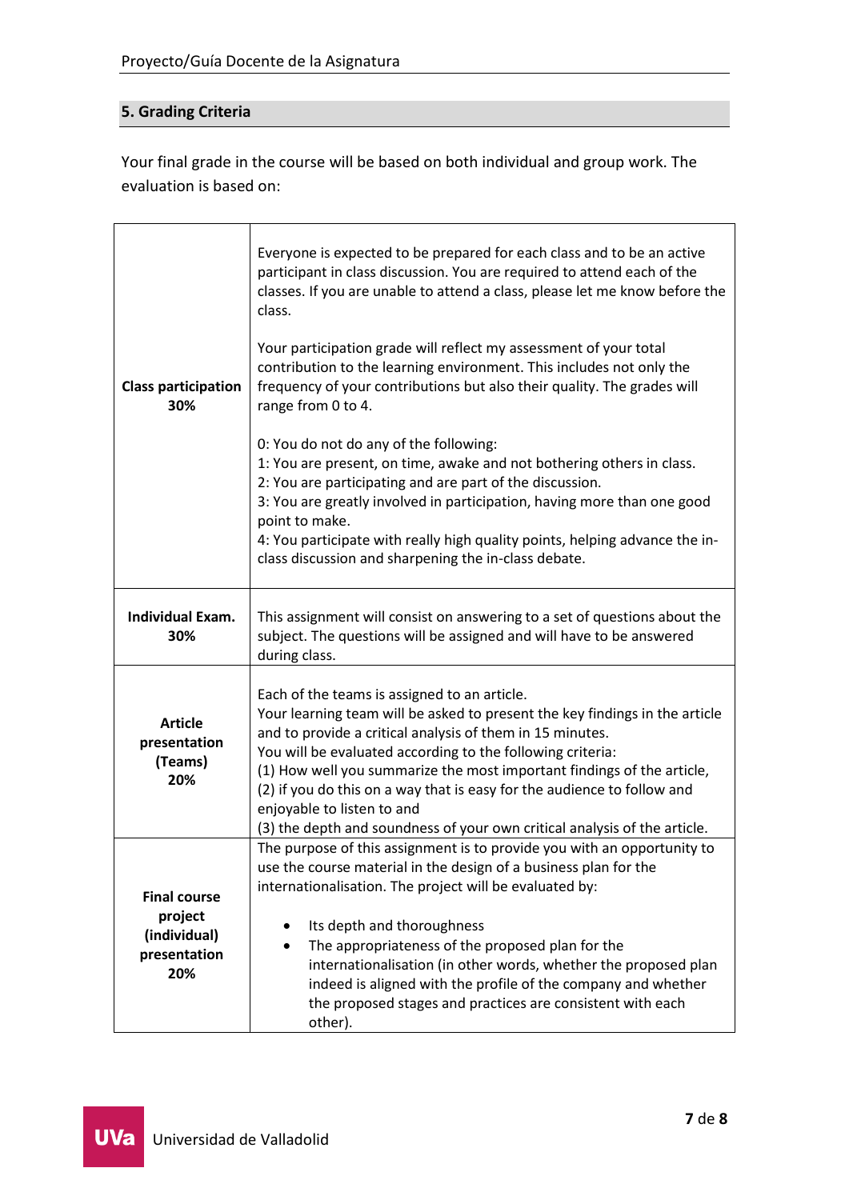## 5. Grading Criteria

Your final grade in the course will be based on both individual and group work. The evaluation is based on:

| | |
|---|---|
| **Class participation 30%** | Everyone is expected to be prepared for each class and to be an active participant in class discussion. You are required to attend each of the classes. If you are unable to attend a class, please let me know before the class.<br><br>Your participation grade will reflect my assessment of your total contribution to the learning environment. This includes not only the frequency of your contributions but also their quality. The grades will range from 0 to 4.<br><br>0: You do not do any of the following:<br>1: You are present, on time, awake and not bothering others in class.<br>2: You are participating and are part of the discussion.<br>3: You are greatly involved in participation, having more than one good point to make.<br>4: You participate with really high quality points, helping advance the in-class discussion and sharpening the in-class debate. |
| **Individual Exam. 30%** | This assignment will consist on answering to a set of questions about the subject. The questions will be assigned and will have to be answered during class. |
| **Article presentation (Teams) 20%** | Each of the teams is assigned to an article.<br>Your learning team will be asked to present the key findings in the article and to provide a critical analysis of them in 15 minutes.<br>You will be evaluated according to the following criteria:<br>(1) How well you summarize the most important findings of the article,<br>(2) if you do this on a way that is easy for the audience to follow and enjoyable to listen to and<br>(3) the depth and soundness of your own critical analysis of the article. |
| **Final course project (individual) presentation 20%** | The purpose of this assignment is to provide you with an opportunity to use the course material in the design of a business plan for the internationalisation. The project will be evaluated by:<br><br>• Its depth and thoroughness<br>• The appropriateness of the proposed plan for the internationalisation (in other words, whether the proposed plan indeed is aligned with the profile of the company and whether the proposed stages and practices are consistent with each other). |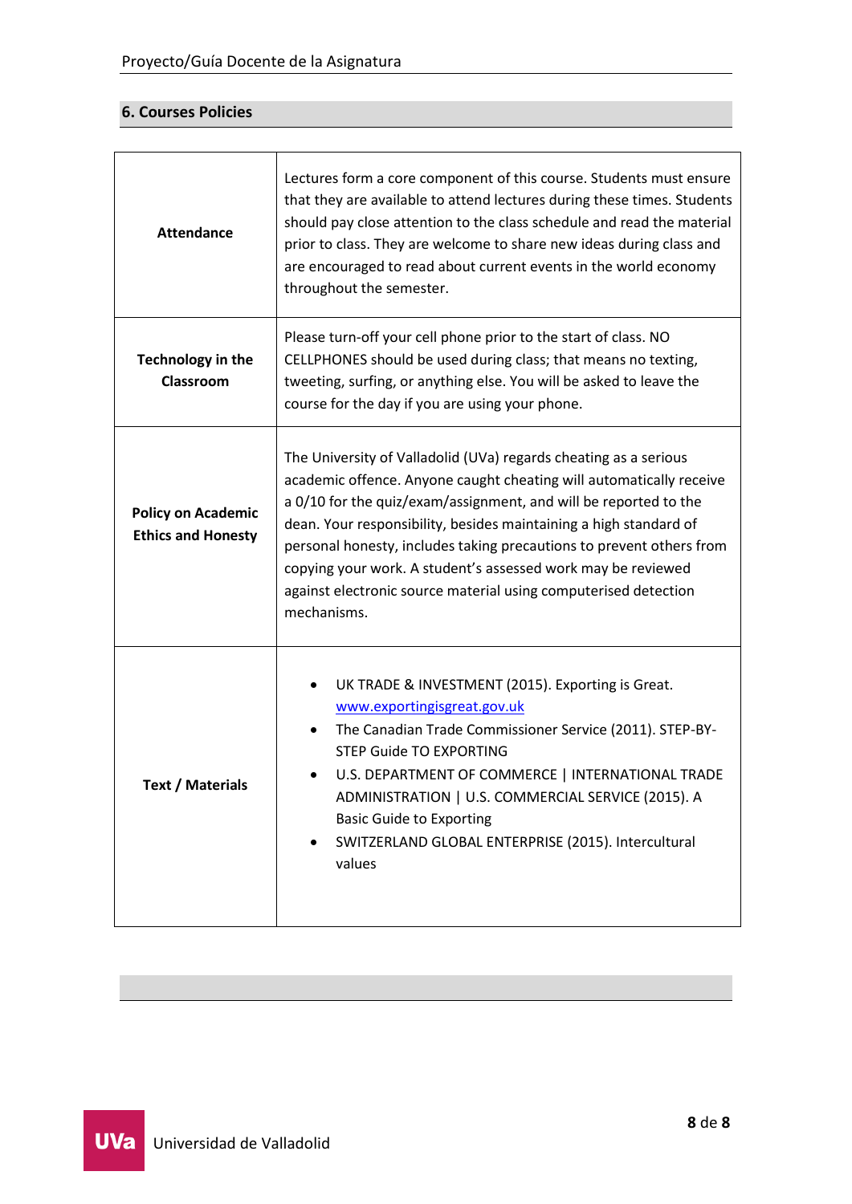## 6. Courses Policies

| | |
|---|---|
| **Attendance** | Lectures form a core component of this course. Students must ensure that they are available to attend lectures during these times. Students should pay close attention to the class schedule and read the material prior to class. They are welcome to share new ideas during class and are encouraged to read about current events in the world economy throughout the semester. |
| **Technology in the Classroom** | Please turn-off your cell phone prior to the start of class. NO CELLPHONES should be used during class; that means no texting, tweeting, surfing, or anything else. You will be asked to leave the course for the day if you are using your phone. |
| **Policy on Academic Ethics and Honesty** | The University of Valladolid (UVa) regards cheating as a serious academic offence. Anyone caught cheating will automatically receive a 0/10 for the quiz/exam/assignment, and will be reported to the dean. Your responsibility, besides maintaining a high standard of personal honesty, includes taking precautions to prevent others from copying your work. A student's assessed work may be reviewed against electronic source material using computerised detection mechanisms. |
| **Text / Materials** | • UK TRADE & INVESTMENT (2015). Exporting is Great. [www.exportingisgreat.gov.uk](http://www.exportingisgreat.gov.uk) <br> • The Canadian Trade Commissioner Service (2011). STEP-BY-STEP Guide TO EXPORTING <br> • U.S. DEPARTMENT OF COMMERCE \| INTERNATIONAL TRADE ADMINISTRATION \| U.S. COMMERCIAL SERVICE (2015). A Basic Guide to Exporting <br> • SWITZERLAND GLOBAL ENTERPRISE (2015). Intercultural values |